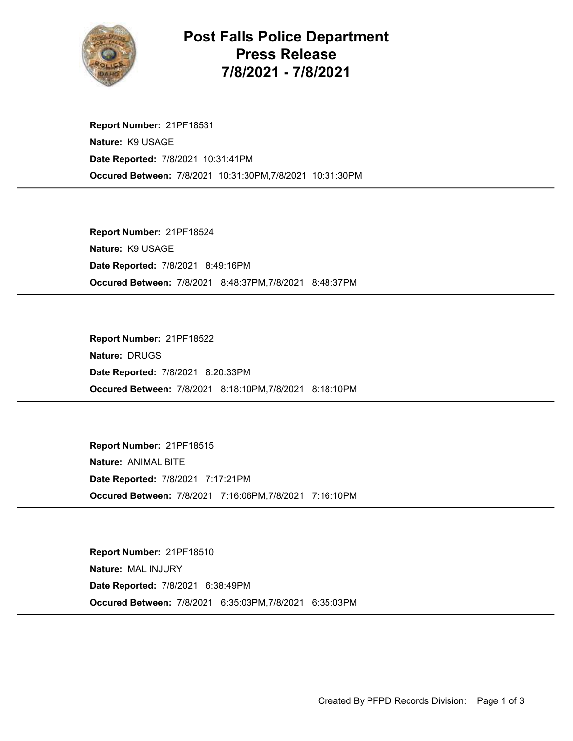# Post Falls Police Department
# Press Release
# 7/8/2021 - 7/8/2021

**Report Number:** 21PF18531
**Nature:** K9 USAGE
**Date Reported:** 7/8/2021 10:31:41PM
**Occured Between:** 7/8/2021 10:31:30PM,7/8/2021 10:31:30PM

---

**Report Number:** 21PF18524
**Nature:** K9 USAGE
**Date Reported:** 7/8/2021 8:49:16PM
**Occured Between:** 7/8/2021 8:48:37PM,7/8/2021 8:48:37PM

---

**Report Number:** 21PF18522
**Nature:** DRUGS
**Date Reported:** 7/8/2021 8:20:33PM
**Occured Between:** 7/8/2021 8:18:10PM,7/8/2021 8:18:10PM

---

**Report Number:** 21PF18515
**Nature:** ANIMAL BITE
**Date Reported:** 7/8/2021 7:17:21PM
**Occured Between:** 7/8/2021 7:16:06PM,7/8/2021 7:16:10PM

---

**Report Number:** 21PF18510
**Nature:** MAL INJURY
**Date Reported:** 7/8/2021 6:38:49PM
**Occured Between:** 7/8/2021 6:35:03PM,7/8/2021 6:35:03PM

---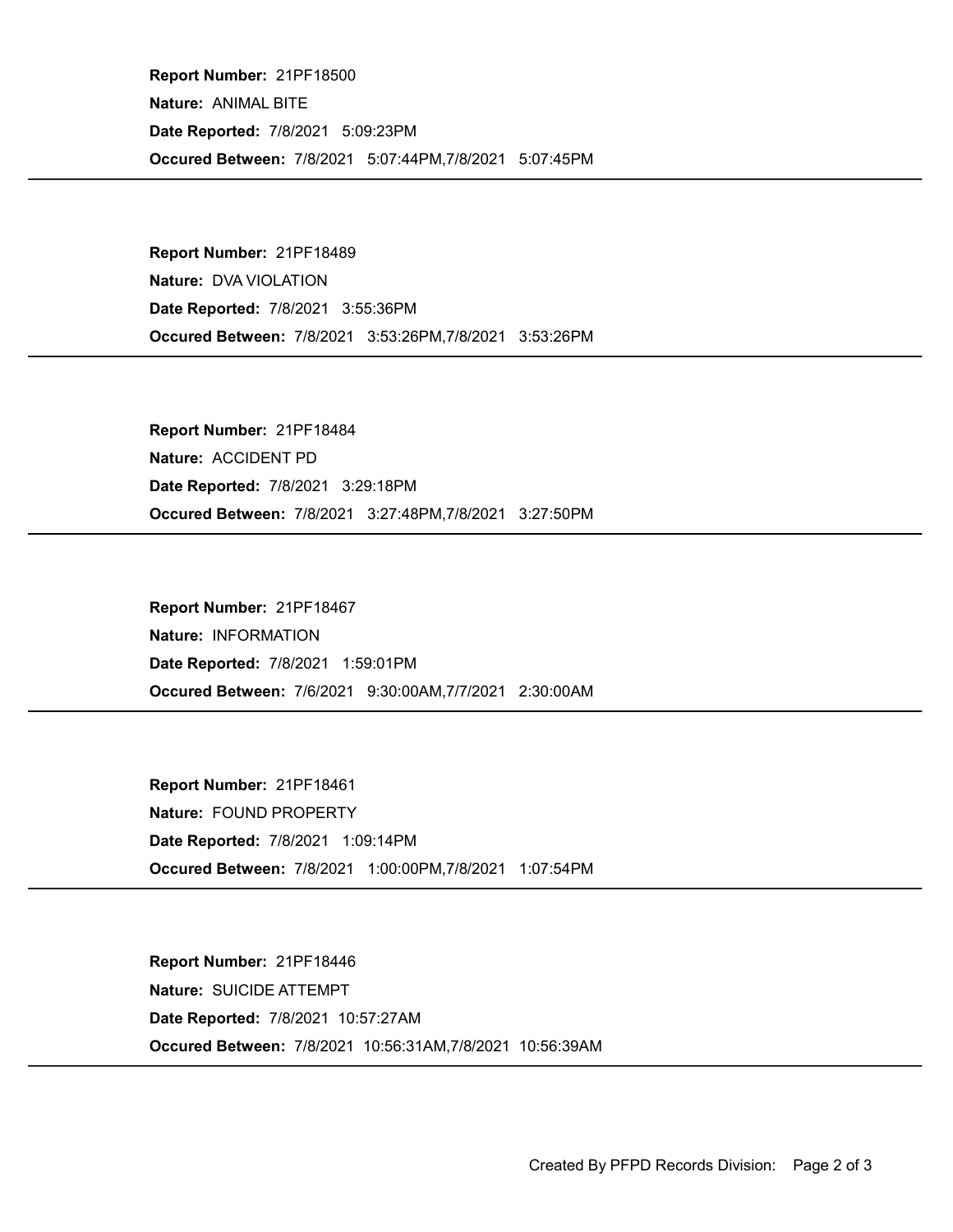**Report Number:** 21PF18500

**Nature:** ANIMAL BITE

**Date Reported:** 7/8/2021 5:09:23PM

**Occured Between:** 7/8/2021 5:07:44PM,7/8/2021 5:07:45PM

---

**Report Number:** 21PF18489

**Nature:** DVA VIOLATION

**Date Reported:** 7/8/2021 3:55:36PM

**Occured Between:** 7/8/2021 3:53:26PM,7/8/2021 3:53:26PM

---

**Report Number:** 21PF18484

**Nature:** ACCIDENT PD

**Date Reported:** 7/8/2021 3:29:18PM

**Occured Between:** 7/8/2021 3:27:48PM,7/8/2021 3:27:50PM

---

**Report Number:** 21PF18467

**Nature:** INFORMATION

**Date Reported:** 7/8/2021 1:59:01PM

**Occured Between:** 7/6/2021 9:30:00AM,7/7/2021 2:30:00AM

---

**Report Number:** 21PF18461

**Nature:** FOUND PROPERTY

**Date Reported:** 7/8/2021 1:09:14PM

**Occured Between:** 7/8/2021 1:00:00PM,7/8/2021 1:07:54PM

---

**Report Number:** 21PF18446

**Nature:** SUICIDE ATTEMPT

**Date Reported:** 7/8/2021 10:57:27AM

**Occured Between:** 7/8/2021 10:56:31AM,7/8/2021 10:56:39AM

---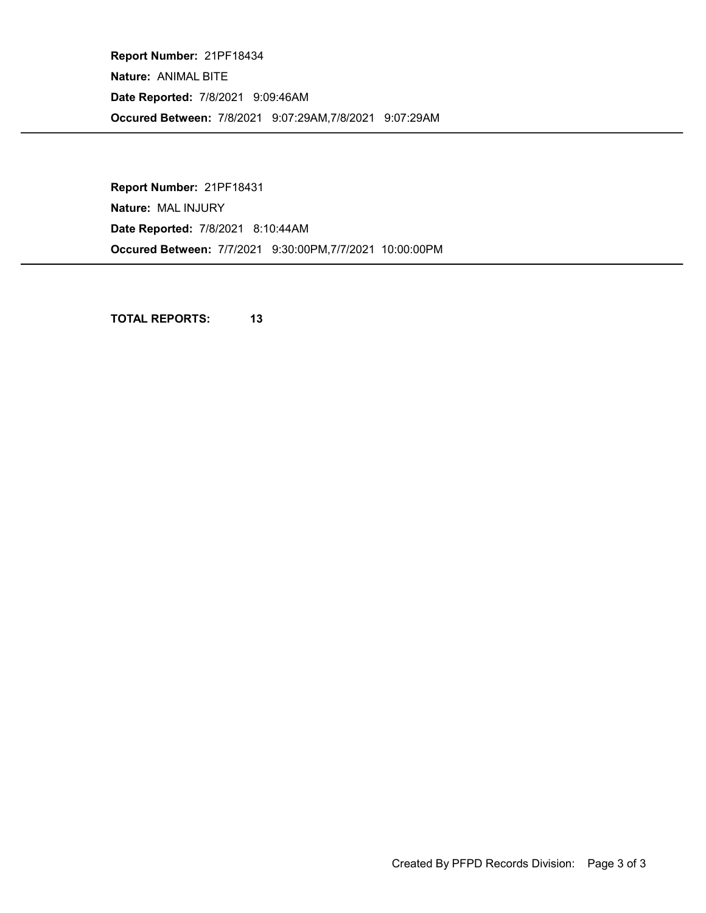**Report Number:** 21PF18434

**Nature:** ANIMAL BITE

**Date Reported:** 7/8/2021 9:09:46AM

**Occured Between:** 7/8/2021 9:07:29AM,7/8/2021 9:07:29AM

---

**Report Number:** 21PF18431

**Nature:** MAL INJURY

**Date Reported:** 7/8/2021 8:10:44AM

**Occured Between:** 7/7/2021 9:30:00PM,7/7/2021 10:00:00PM

---

**TOTAL REPORTS:** **13**

Created By PFPD Records Division: